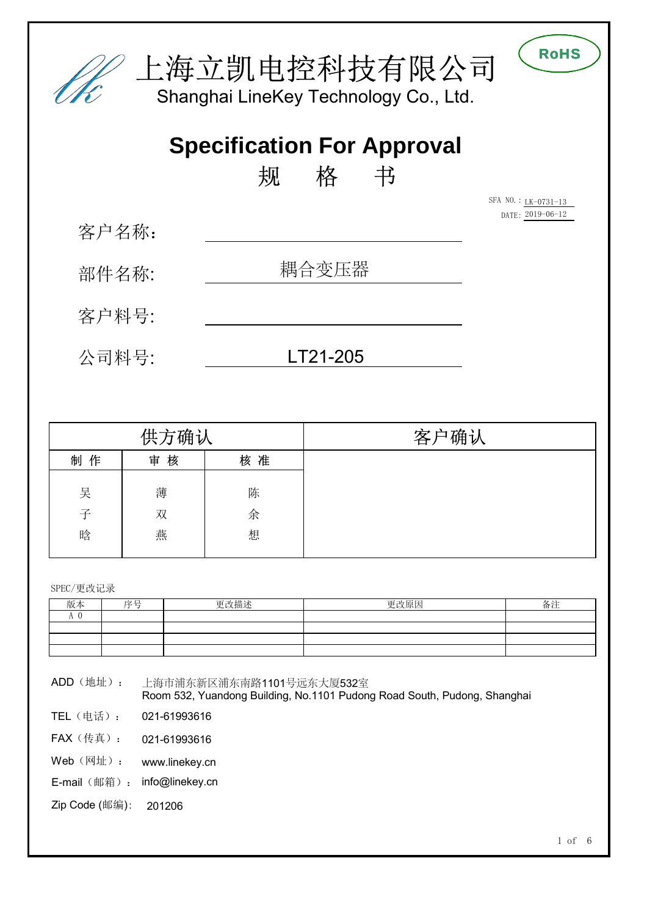# 上海立凯电控科技有限公司

Shanghai LineKey Technology Co., Ltd.

RoHS

## Specification For Approval

## 规　格　书

SFA NO.：LK-0731-13

DATE：2019-06-12

客户名称：

部件名称:　耦合变压器

客户料号:

公司料号:　LT21-205

| 供方确认 | | | 客户确认 |
|---|---|---|---|
| 制 作 | 审 核 | 核 准 | |
| 吴子晗 | 薄双燕 | 陈余想 | |

SPEC/更改记录

| 版本 | 序号 | 更改描述 | 更改原因 | 备注 |
|---|---|---|---|---|
| A 0 | | | | |
| | | | | |
| | | | | |
| | | | | |

ADD（地址）：　上海市浦东新区浦东南路1101号远东大厦532室
Room 532, Yuandong Building, No.1101 Pudong Road South, Pudong, Shanghai

TEL（电话）：　021-61993616

FAX（传真）：　021-61993616

Web（网址）：　www.linekey.cn

E-mail（邮箱）：　info@linekey.cn

Zip Code (邮编):　201206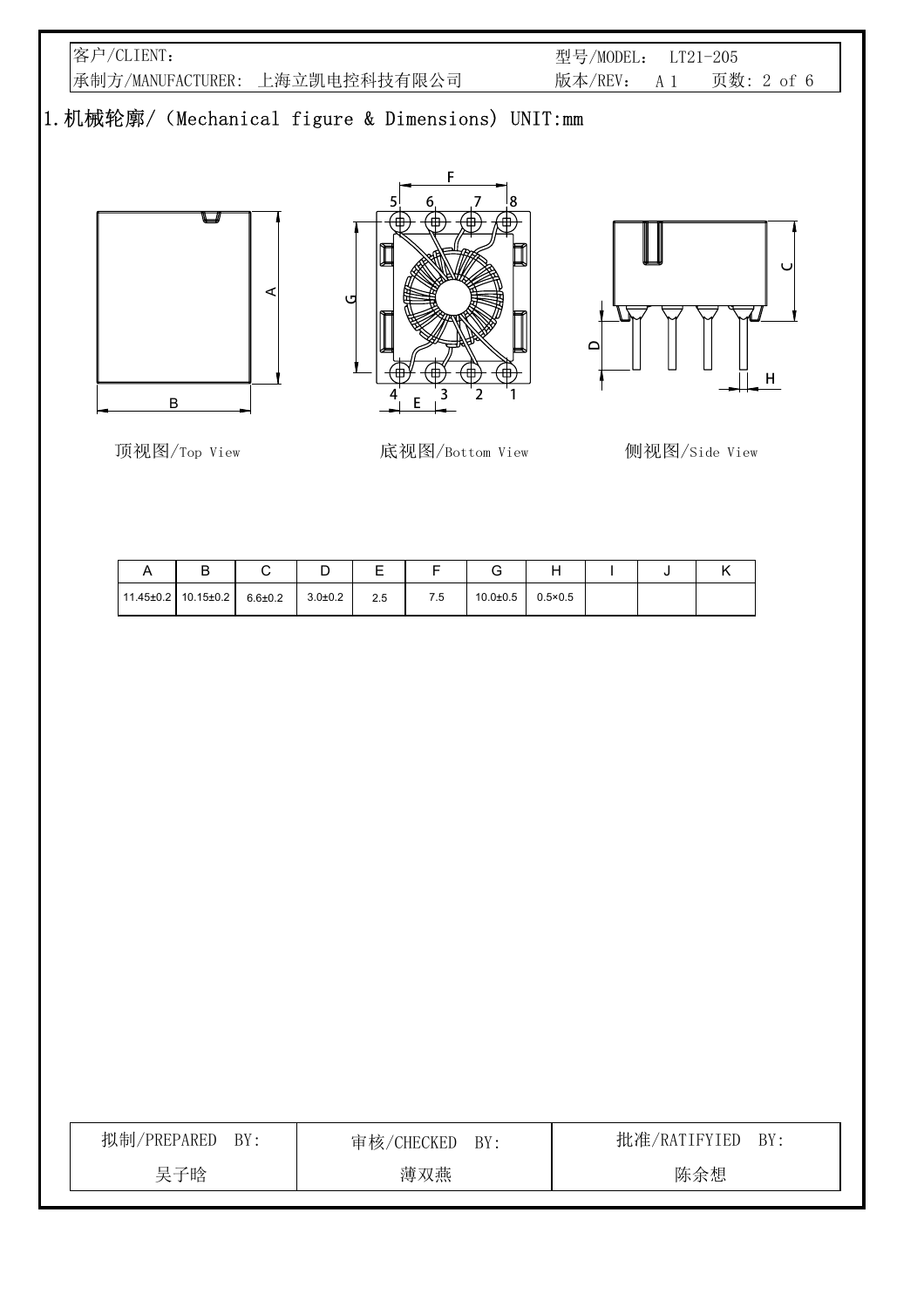| 客户/CLIENT： | 型号/MODEL： LT21-205 |
| --- | --- |
| 承制方/MANUFACTURER: 上海立凯电控科技有限公司 | 版本/REV： A 1 |

# 1.机械轮廓/（Mechanical figure & Dimensions）UNIT:mm

顶视图/Top View　　底视图/Bottom View　　侧视图/Side View

| A | B | C | D | E | F | G | H | I | J | K |
| --- | --- | --- | --- | --- | --- | --- | --- | --- | --- | --- |
| 11.45±0.2 | 10.15±0.2 | 6.6±0.2 | 3.0±0.2 | 2.5 | 7.5 | 10.0±0.5 | 0.5×0.5 | | | |

| 拟制/PREPARED BY: | 审核/CHECKED BY: | 批准/RATIFYIED BY: |
| --- | --- | --- |
| 吴子晗 | 薄双燕 | 陈余想 |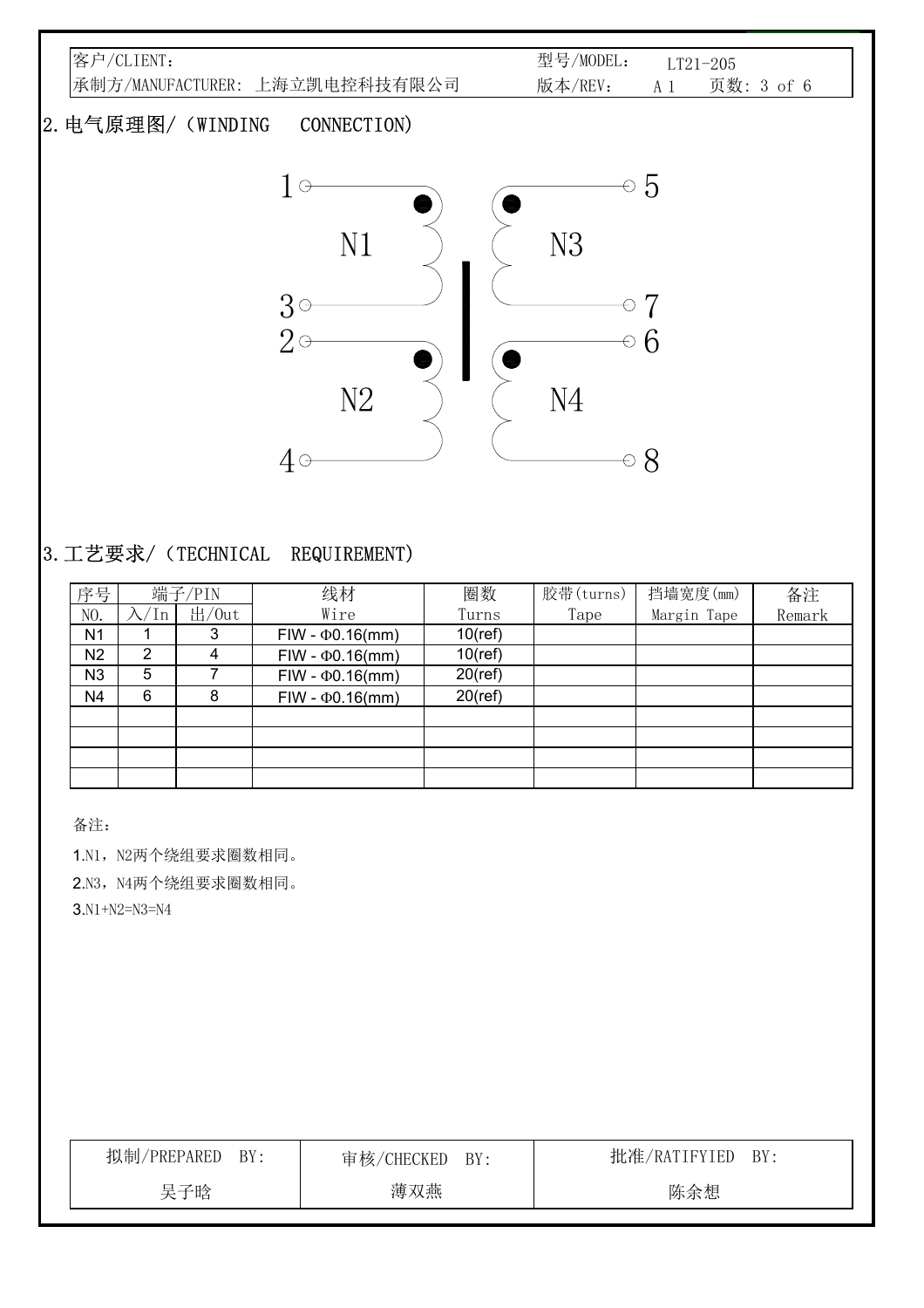| 客户/CLIENT： | | 型号/MODEL： | LT21-205 |
| --- | --- | --- | --- |
| 承制方/MANUFACTURER: | 上海立凯电控科技有限公司 | 版本/REV： | A 1 |

## 2.电气原理图/（WINDING CONNECTION）

## 3.工艺要求/（TECHNICAL REQUIREMENT）

| 序号 NO. | 端子/PIN 入/In | 出/Out | 线材 Wire | 圈数 Turns | 胶带(turns) Tape | 挡墙宽度(mm) Margin Tape | 备注 Remark |
| --- | --- | --- | --- | --- | --- | --- | --- |
| N1 | 1 | 3 | FIW - Φ0.16(mm) | 10(ref) | | | |
| N2 | 2 | 4 | FIW - Φ0.16(mm) | 10(ref) | | | |
| N3 | 5 | 7 | FIW - Φ0.16(mm) | 20(ref) | | | |
| N4 | 6 | 8 | FIW - Φ0.16(mm) | 20(ref) | | | |
| | | | | | | | |
| | | | | | | | |
| | | | | | | | |
| | | | | | | | |

备注：

1.N1，N2两个绕组要求圈数相同。

2.N3，N4两个绕组要求圈数相同。

3.N1+N2=N3=N4

| 拟制/PREPARED BY: | 审核/CHECKED BY: | 批准/RATIFYIED BY: |
| --- | --- | --- |
| 吴子晗 | 薄双燕 | 陈余想 |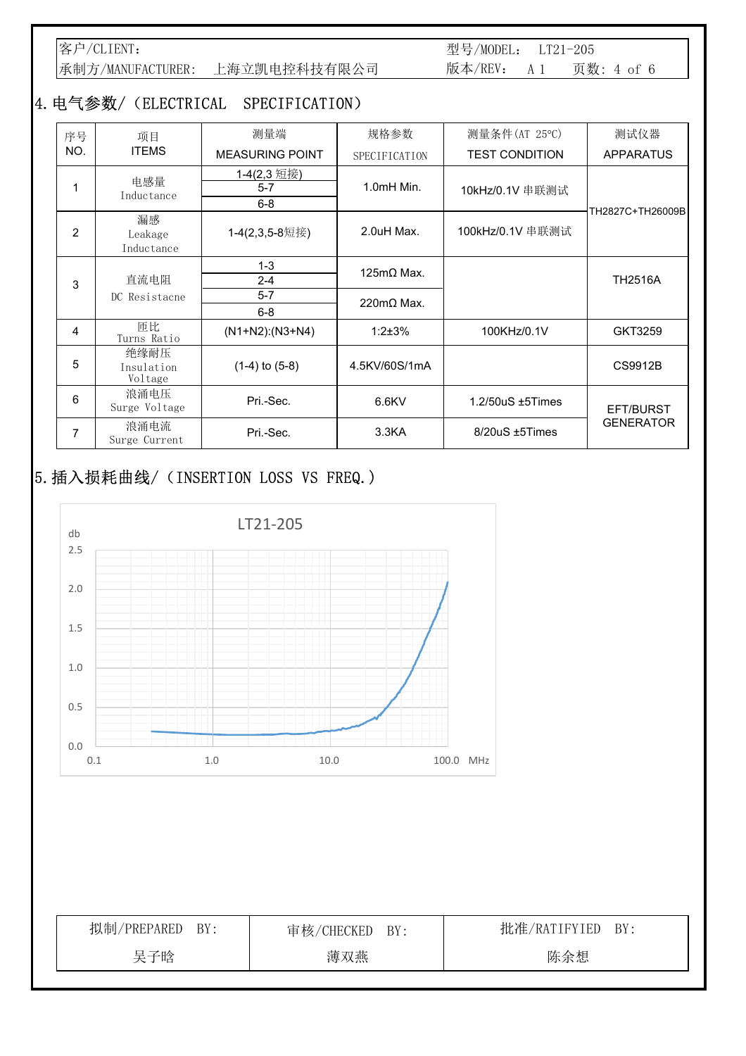| 客户/CLIENT： | | 型号/MODEL： LT21-205 | |
|---|---|---|---|
| 承制方/MANUFACTURER： | 上海立凯电控科技有限公司 | 版本/REV： A 1 | 页数：4 of 6 |

## 4. 电气参数/（ELECTRICAL SPECIFICATION）

| 序号 NO. | 项目 ITEMS | 测量端 MEASURING POINT | 规格参数 SPECIFICATION | 测量条件(AT 25℃) TEST CONDITION | 测试仪器 APPARATUS |
|---|---|---|---|---|---|
| 1 | 电感量 Inductance | 1-4(2,3 短接) | 1.0mH Min. | 10kHz/0.1V 串联测试 | TH2827C+TH26009B |
| | | 5-7 | | | |
| | | 6-8 | | | |
| 2 | 漏感 Leakage Inductance | 1-4(2,3,5-8短接) | 2.0uH Max. | 100kHz/0.1V 串联测试 | |
| 3 | 直流电阻 DC Resistacne | 1-3 | 125mΩ Max. | | TH2516A |
| | | 2-4 | | | |
| | | 5-7 | 220mΩ Max. | | |
| | | 6-8 | | | |
| 4 | 匝比 Turns Ratio | (N1+N2):(N3+N4) | 1:2±3% | 100KHz/0.1V | GKT3259 |
| 5 | 绝缘耐压 Insulation Voltage | (1-4) to (5-8) | 4.5KV/60S/1mA | | CS9912B |
| 6 | 浪涌电压 Surge Voltage | Pri.-Sec. | 6.6KV | 1.2/50uS ±5Times | EFT/BURST GENERATOR |
| 7 | 浪涌电流 Surge Current | Pri.-Sec. | 3.3KA | 8/20uS ±5Times | |

## 5. 插入损耗曲线/（INSERTION LOSS VS FREQ.）

LT21-205

| 拟制/PREPARED BY: | 审核/CHECKED BY: | 批准/RATIFIED BY: |
|---|---|---|
| 吴子晗 | 薄双燕 | 陈余想 |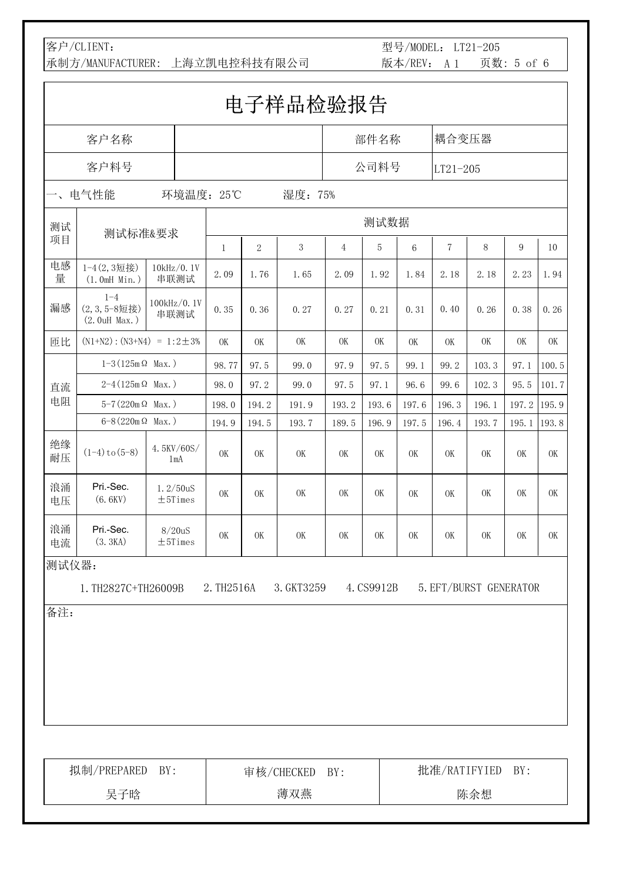客户/CLIENT：　　　　　　　　　　　　　　　　　　　　　　　型号/MODEL： LT21-205

承制方/MANUFACTURER： 上海立凯电控科技有限公司　　　　　　　版本/REV： A 1

# 电子样品检验报告

| 客户名称 | | 部件名称 | 耦合变压器 |
|---|---|---|---|
| 客户料号 | | 公司料号 | LT21-205 |

一、电气性能　　　环境温度：25℃　　　湿度：75%

| 测试项目 | 测试标准&要求 | | 测试数据 | | | | | | | | | |
|---|---|---|---|---|---|---|---|---|---|---|---|---|
| | | | 1 | 2 | 3 | 4 | 5 | 6 | 7 | 8 | 9 | 10 |
| 电感量 | 1-4(2,3短接) (1.0mH Min.) | 10kHz/0.1V 串联测试 | 2.09 | 1.76 | 1.65 | 2.09 | 1.92 | 1.84 | 2.18 | 2.18 | 2.23 | 1.94 |
| 漏感 | 1-4 (2,3,5-8短接) (2.0uH Max.) | 100kHz/0.1V 串联测试 | 0.35 | 0.36 | 0.27 | 0.27 | 0.21 | 0.31 | 0.40 | 0.26 | 0.38 | 0.26 |
| 匝比 | (N1+N2):(N3+N4) = 1:2±3% | | OK | OK | OK | OK | OK | OK | OK | OK | OK | OK |
| 直流电阻 | 1-3(125mΩ Max.) | | 98.77 | 97.5 | 99.0 | 97.9 | 97.5 | 99.1 | 99.2 | 103.3 | 97.1 | 100.5 |
| | 2-4(125mΩ Max.) | | 98.0 | 97.2 | 99.0 | 97.5 | 97.1 | 96.6 | 99.6 | 102.3 | 95.5 | 101.7 |
| | 5-7(220mΩ Max.) | | 198.0 | 194.2 | 191.9 | 193.2 | 193.6 | 197.6 | 196.3 | 196.1 | 197.2 | 195.9 |
| | 6-8(220mΩ Max.) | | 194.9 | 194.5 | 193.7 | 189.5 | 196.9 | 197.5 | 196.4 | 193.7 | 195.1 | 193.8 |
| 绝缘耐压 | (1-4)to(5-8) | 4.5KV/60S/1mA | OK | OK | OK | OK | OK | OK | OK | OK | OK | OK |
| 浪涌电压 | Pri.-Sec. (6.6KV) | 1.2/50uS ±5Times | OK | OK | OK | OK | OK | OK | OK | OK | OK | OK |
| 浪涌电流 | Pri.-Sec. (3.3KA) | 8/20uS ±5Times | OK | OK | OK | OK | OK | OK | OK | OK | OK | OK |

测试仪器：

1.TH2827C+TH26009B　2.TH2516A　3.GKT3259　4.CS9912B　5.EFT/BURST GENERATOR

备注：

| 拟制/PREPARED BY: | 审核/CHECKED BY: | 批准/RATIFYIED BY: |
|---|---|---|
| 吴子晗 | 薄双燕 | 陈余想 |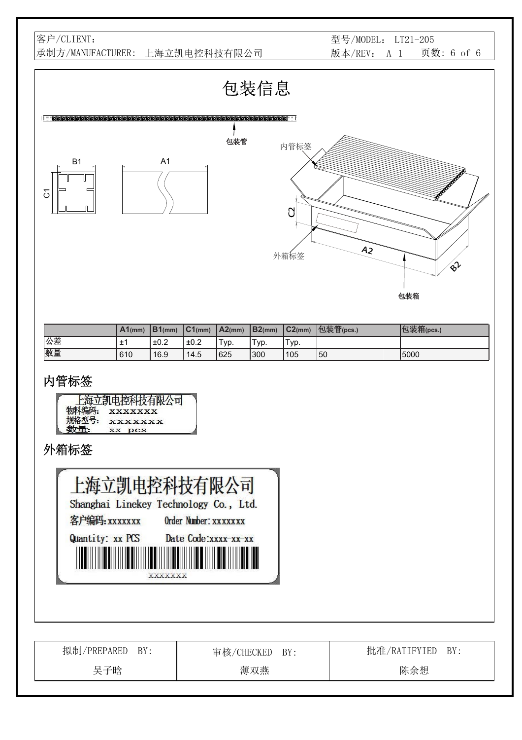客户/CLIENT：

承制方/MANUFACTURER： 上海立凯电控科技有限公司

型号/MODEL： LT21-205

版本/REV： A 1

# 包装信息

包装管

内管标签

B1

A1

C1

C2

外箱标签

A2

B2

包装箱

| | A1(mm) | B1(mm) | C1(mm) | A2(mm) | B2(mm) | C2(mm) | 包装管(pcs.) | 包装箱(pcs.) |
|---|---|---|---|---|---|---|---|---|
| 公差 | ±1 | ±0.2 | ±0.2 | Typ. | Typ. | Typ. | | |
| 数量 | 610 | 16.9 | 14.5 | 625 | 300 | 105 | 50 | 5000 |

## 内管标签

上海立凯电控科技有限公司

物料编码： xxxxxxx

规格型号： xxxxxxx

数量： xx pcs

## 外箱标签

上海立凯电控科技有限公司

Shanghai Linekey Technology Co., Ltd.

客户编码:xxxxxxx Order Number:xxxxxxx

Quantity: xx PCS Date Code:xxxx-xx-xx

xxxxxxx

| 拟制/PREPARED BY: | 审核/CHECKED BY: | 批准/RATIFYIED BY: |
|---|---|---|
| 吴子晗 | 薄双燕 | 陈余想 |